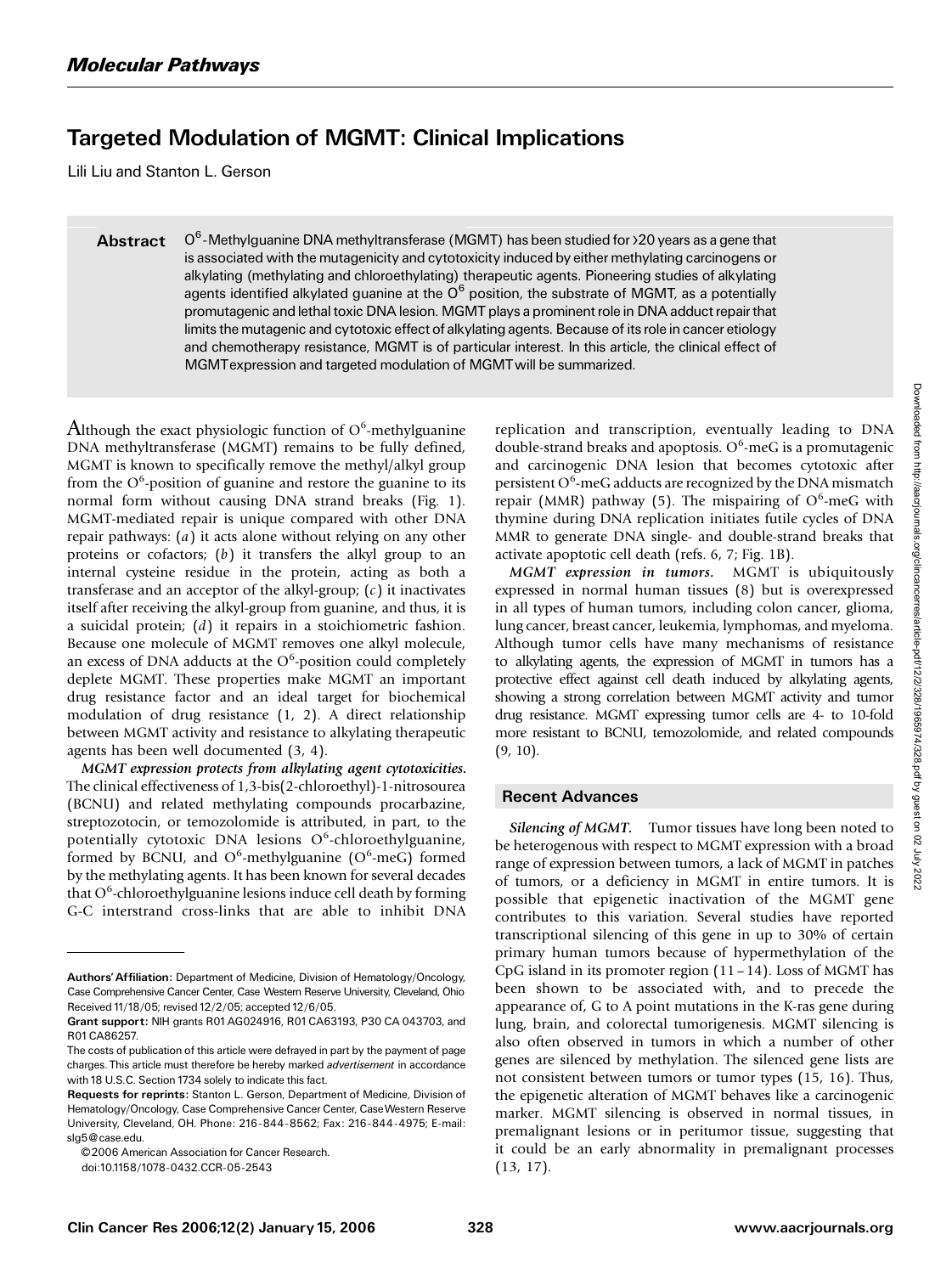# Targeted Modulation of MGMT: Clinical Implications

Lili Liu and Stanton L. Gerson

**Abstract** $O^6$-Methylguanine DNA methyltransferase (MGMT) has been studied for >20 years as a gene that is associated with the mutagenicity and cytotoxicity induced by either methylating carcinogens or alkylating (methylating and chloroethylating) therapeutic agents. Pioneering studies of alkylating agents identified alkylated guanine at the $O^6$ position, the substrate of MGMT, as a potentially promutagenic and lethal toxic DNA lesion. MGMT plays a prominent role in DNA adduct repair that limits the mutagenic and cytotoxic effect of alkylating agents. Because of its role in cancer etiology and chemotherapy resistance, MGMT is of particular interest. In this article, the clinical effect of MGMT expression and targeted modulation of MGMT will be summarized.

Although the exact physiologic function of $O^6$-methylguanine DNA methyltransferase (MGMT) remains to be fully defined, MGMT is known to specifically remove the methyl/alkyl group from the $O^6$-position of guanine and restore the guanine to its normal form without causing DNA strand breaks (Fig. 1). MGMT-mediated repair is unique compared with other DNA repair pathways: (*a*) it acts alone without relying on any other proteins or cofactors; (*b*) it transfers the alkyl group to an internal cysteine residue in the protein, acting as both a transferase and an acceptor of the alkyl-group; (*c*) it inactivates itself after receiving the alkyl-group from guanine, and thus, it is a suicidal protein; (*d*) it repairs in a stoichiometric fashion. Because one molecule of MGMT removes one alkyl molecule, an excess of DNA adducts at the $O^6$-position could completely deplete MGMT. These properties make MGMT an important drug resistance factor and an ideal target for biochemical modulation of drug resistance (1, 2). A direct relationship between MGMT activity and resistance to alkylating therapeutic agents has been well documented (3, 4).

***MGMT expression protects from alkylating agent cytotoxicities.*** The clinical effectiveness of 1,3-bis(2-chloroethyl)-1-nitrosourea (BCNU) and related methylating compounds procarbazine, streptozotocin, or temozolomide is attributed, in part, to the potentially cytotoxic DNA lesions $O^6$-chloroethylguanine, formed by BCNU, and $O^6$-methylguanine ($O^6$-meG) formed by the methylating agents. It has been known for several decades that $O^6$-chloroethylguanine lesions induce cell death by forming G-C interstrand cross-links that are able to inhibit DNA replication and transcription, eventually leading to DNA double-strand breaks and apoptosis. $O^6$-meG is a promutagenic and carcinogenic DNA lesion that becomes cytotoxic after persistent $O^6$-meG adducts are recognized by the DNA mismatch repair (MMR) pathway (5). The mispairing of $O^6$-meG with thymine during DNA replication initiates futile cycles of DNA MMR to generate DNA single- and double-strand breaks that activate apoptotic cell death (refs. 6, 7; Fig. 1B).

***MGMT expression in tumors.*** MGMT is ubiquitously expressed in normal human tissues (8) but is overexpressed in all types of human tumors, including colon cancer, glioma, lung cancer, breast cancer, leukemia, lymphomas, and myeloma. Although tumor cells have many mechanisms of resistance to alkylating agents, the expression of MGMT in tumors has a protective effect against cell death induced by alkylating agents, showing a strong correlation between MGMT activity and tumor drug resistance. MGMT expressing tumor cells are 4- to 10-fold more resistant to BCNU, temozolomide, and related compounds (9, 10).

## Recent Advances

***Silencing of MGMT.*** Tumor tissues have long been noted to be heterogenous with respect to MGMT expression with a broad range of expression between tumors, a lack of MGMT in patches of tumors, or a deficiency in MGMT in entire tumors. It is possible that epigenetic inactivation of the MGMT gene contributes to this variation. Several studies have reported transcriptional silencing of this gene in up to 30% of certain primary human tumors because of hypermethylation of the CpG island in its promoter region (11–14). Loss of MGMT has been shown to be associated with, and to precede the appearance of, G to A point mutations in the K-ras gene during lung, brain, and colorectal tumorigenesis. MGMT silencing is also often observed in tumors in which a number of other genes are silenced by methylation. The silenced gene lists are not consistent between tumors or tumor types (15, 16). Thus, the epigenetic alteration of MGMT behaves like a carcinogenic marker. MGMT silencing is observed in normal tissues, in premalignant lesions or in peritumor tissue, suggesting that it could be an early abnormality in premalignant processes (13, 17).

---

**Authors' Affiliation:** Department of Medicine, Division of Hematology/Oncology, Case Comprehensive Cancer Center, Case Western Reserve University, Cleveland, Ohio
Received 11/18/05; revised 12/2/05; accepted 12/6/05.

**Grant support:** NIH grants R01 AG024916, R01 CA63193, P30 CA 043703, and R01 CA86257.

The costs of publication of this article were defrayed in part by the payment of page charges. This article must therefore be hereby marked *advertisement* in accordance with 18 U.S.C. Section 1734 solely to indicate this fact.

**Requests for reprints:** Stanton L. Gerson, Department of Medicine, Division of Hematology/Oncology, Case Comprehensive Cancer Center, Case Western Reserve University, Cleveland, OH. Phone: 216-844-8562; Fax: 216-844-4975; E-mail: slg5@case.edu.

©2006 American Association for Cancer Research.
doi:10.1158/1078-0432.CCR-05-2543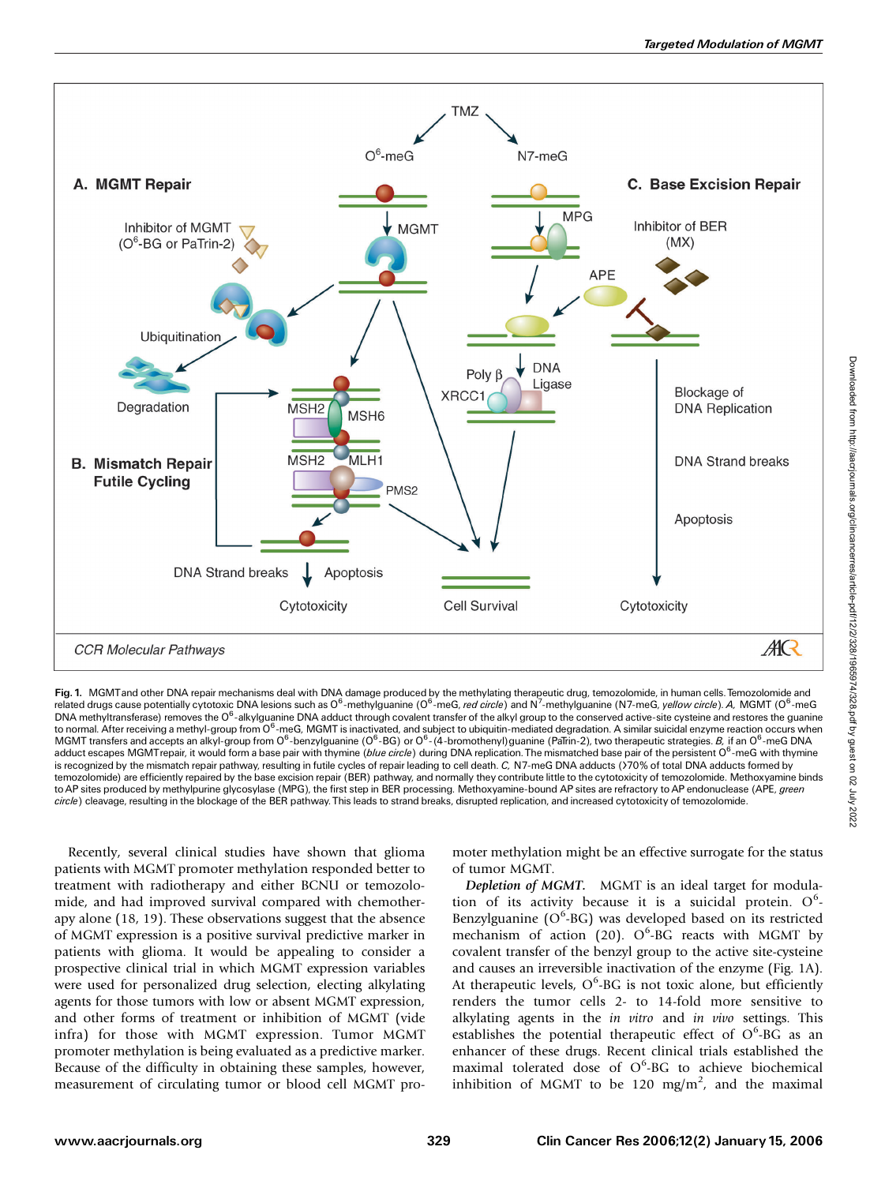**Fig. 1.** MGMT and other DNA repair mechanisms deal with DNA damage produced by the methylating therapeutic drug, temozolomide, in human cells. Temozolomide and related drugs cause potentially cytotoxic DNA lesions such as $O^6$-methylguanine ($O^6$-meG, *red circle*) and $N^7$-methylguanine (N7-meG, *yellow circle*). *A,* MGMT ($O^6$-meG DNA methyltransferase) removes the $O^6$-alkylguanine DNA adduct through covalent transfer of the alkyl group to the conserved active-site cysteine and restores the guanine to normal. After receiving a methyl-group from $O^6$-meG, MGMT is inactivated, and subject to ubiquitin-mediated degradation. A similar suicidal enzyme reaction occurs when MGMT transfers and accepts an alkyl-group from $O^6$-benzylguanine ($O^6$-BG) or $O^6$-(4-bromothenyl)guanine (PaTrin-2), two therapeutic strategies. *B,* if an $O^6$-meG DNA adduct escapes MGMT repair, it would form a base pair with thymine (*blue circle*) during DNA replication. The mismatched base pair of the persistent $O^6$-meG with thymine is recognized by the mismatch repair pathway, resulting in futile cycles of repair leading to cell death. *C,* N7-meG DNA adducts (>70% of total DNA adducts formed by temozolomide) are efficiently repaired by the base excision repair (BER) pathway, and normally they contribute little to the cytotoxicity of temozolomide. Methoxyamine binds to AP sites produced by methylpurine glycosylase (MPG), the first step in BER processing. Methoxyamine-bound AP sites are refractory to AP endonuclease (APE, *green circle*) cleavage, resulting in the blockage of the BER pathway. This leads to strand breaks, disrupted replication, and increased cytotoxicity of temozolomide.

Recently, several clinical studies have shown that glioma patients with MGMT promoter methylation responded better to treatment with radiotherapy and either BCNU or temozolomide, and had improved survival compared with chemotherapy alone (18, 19). These observations suggest that the absence of MGMT expression is a positive survival predictive marker in patients with glioma. It would be appealing to consider a prospective clinical trial in which MGMT expression variables were used for personalized drug selection, electing alkylating agents for those tumors with low or absent MGMT expression, and other forms of treatment or inhibition of MGMT (vide infra) for those with MGMT expression. Tumor MGMT promoter methylation is being evaluated as a predictive marker. Because of the difficulty in obtaining these samples, however, measurement of circulating tumor or blood cell MGMT promoter methylation might be an effective surrogate for the status of tumor MGMT.

***Depletion of MGMT.*** MGMT is an ideal target for modulation of its activity because it is a suicidal protein. $O^6$-Benzylguanine ($O^6$-BG) was developed based on its restricted mechanism of action (20). $O^6$-BG reacts with MGMT by covalent transfer of the benzyl group to the active site-cysteine and causes an irreversible inactivation of the enzyme (Fig. 1A). At therapeutic levels, $O^6$-BG is not toxic alone, but efficiently renders the tumor cells 2- to 14-fold more sensitive to alkylating agents in the *in vitro* and *in vivo* settings. This establishes the potential therapeutic effect of $O^6$-BG as an enhancer of these drugs. Recent clinical trials established the maximal tolerated dose of $O^6$-BG to achieve biochemical inhibition of MGMT to be 120 mg/m$^2$, and the maximal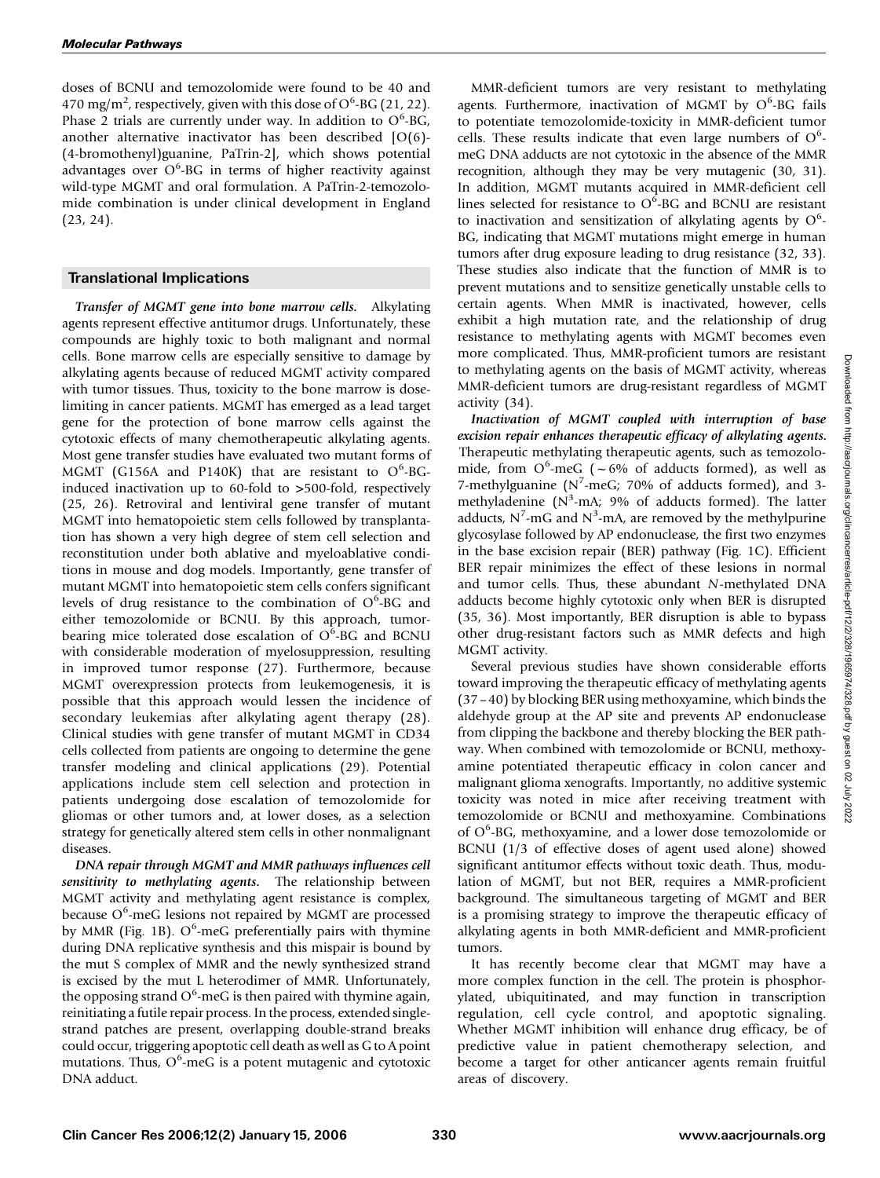doses of BCNU and temozolomide were found to be 40 and 470 mg/m$^2$, respectively, given with this dose of $O^6$-BG (21, 22). Phase 2 trials are currently under way. In addition to $O^6$-BG, another alternative inactivator has been described [O(6)-(4-bromothenyl)guanine, PaTrin-2], which shows potential advantages over $O^6$-BG in terms of higher reactivity against wild-type MGMT and oral formulation. A PaTrin-2-temozolomide combination is under clinical development in England (23, 24).

## Translational Implications

***Transfer of MGMT gene into bone marrow cells.*** Alkylating agents represent effective antitumor drugs. Unfortunately, these compounds are highly toxic to both malignant and normal cells. Bone marrow cells are especially sensitive to damage by alkylating agents because of reduced MGMT activity compared with tumor tissues. Thus, toxicity to the bone marrow is dose-limiting in cancer patients. MGMT has emerged as a lead target gene for the protection of bone marrow cells against the cytotoxic effects of many chemotherapeutic alkylating agents. Most gene transfer studies have evaluated two mutant forms of MGMT (G156A and P140K) that are resistant to $O^6$-BG-induced inactivation up to 60-fold to >500-fold, respectively (25, 26). Retroviral and lentiviral gene transfer of mutant MGMT into hematopoietic stem cells followed by transplantation has shown a very high degree of stem cell selection and reconstitution under both ablative and myeloablative conditions in mouse and dog models. Importantly, gene transfer of mutant MGMT into hematopoietic stem cells confers significant levels of drug resistance to the combination of $O^6$-BG and either temozolomide or BCNU. By this approach, tumor-bearing mice tolerated dose escalation of $O^6$-BG and BCNU with considerable moderation of myelosuppression, resulting in improved tumor response (27). Furthermore, because MGMT overexpression protects from leukemogenesis, it is possible that this approach would lessen the incidence of secondary leukemias after alkylating agent therapy (28). Clinical studies with gene transfer of mutant MGMT in CD34 cells collected from patients are ongoing to determine the gene transfer modeling and clinical applications (29). Potential applications include stem cell selection and protection in patients undergoing dose escalation of temozolomide for gliomas or other tumors and, at lower doses, as a selection strategy for genetically altered stem cells in other nonmalignant diseases.

***DNA repair through MGMT and MMR pathways influences cell sensitivity to methylating agents.*** The relationship between MGMT activity and methylating agent resistance is complex, because $O^6$-meG lesions not repaired by MGMT are processed by MMR (Fig. 1B). $O^6$-meG preferentially pairs with thymine during DNA replicative synthesis and this mispair is bound by the mut S complex of MMR and the newly synthesized strand is excised by the mut L heterodimer of MMR. Unfortunately, the opposing strand $O^6$-meG is then paired with thymine again, reinitiating a futile repair process. In the process, extended single-strand patches are present, overlapping double-strand breaks could occur, triggering apoptotic cell death as well as G to A point mutations. Thus, $O^6$-meG is a potent mutagenic and cytotoxic DNA adduct.

MMR-deficient tumors are very resistant to methylating agents. Furthermore, inactivation of MGMT by $O^6$-BG fails to potentiate temozolomide-toxicity in MMR-deficient tumor cells. These results indicate that even large numbers of $O^6$-meG DNA adducts are not cytotoxic in the absence of the MMR recognition, although they may be very mutagenic (30, 31). In addition, MGMT mutants acquired in MMR-deficient cell lines selected for resistance to $O^6$-BG and BCNU are resistant to inactivation and sensitization of alkylating agents by $O^6$-BG, indicating that MGMT mutations might emerge in human tumors after drug exposure leading to drug resistance (32, 33). These studies also indicate that the function of MMR is to prevent mutations and to sensitize genetically unstable cells to certain agents. When MMR is inactivated, however, cells exhibit a high mutation rate, and the relationship of drug resistance to methylating agents with MGMT becomes even more complicated. Thus, MMR-proficient tumors are resistant to methylating agents on the basis of MGMT activity, whereas MMR-deficient tumors are drug-resistant regardless of MGMT activity (34).

***Inactivation of MGMT coupled with interruption of base excision repair enhances therapeutic efficacy of alkylating agents.*** Therapeutic methylating therapeutic agents, such as temozolomide, from $O^6$-meG (~6% of adducts formed), as well as 7-methylguanine ($N^7$-meG; 70% of adducts formed), and 3-methyladenine ($N^3$-mA; 9% of adducts formed). The latter adducts, $N^7$-mG and $N^3$-mA, are removed by the methylpurine glycosylase followed by AP endonuclease, the first two enzymes in the base excision repair (BER) pathway (Fig. 1C). Efficient BER repair minimizes the effect of these lesions in normal and tumor cells. Thus, these abundant *N*-methylated DNA adducts become highly cytotoxic only when BER is disrupted (35, 36). Most importantly, BER disruption is able to bypass other drug-resistant factors such as MMR defects and high MGMT activity.

Several previous studies have shown considerable efforts toward improving the therapeutic efficacy of methylating agents (37–40) by blocking BER using methoxyamine, which binds the aldehyde group at the AP site and prevents AP endonuclease from clipping the backbone and thereby blocking the BER pathway. When combined with temozolomide or BCNU, methoxyamine potentiated therapeutic efficacy in colon cancer and malignant glioma xenografts. Importantly, no additive systemic toxicity was noted in mice after receiving treatment with temozolomide or BCNU and methoxyamine. Combinations of $O^6$-BG, methoxyamine, and a lower dose temozolomide or BCNU (1/3 of effective doses of agent used alone) showed significant antitumor effects without toxic death. Thus, modulation of MGMT, but not BER, requires a MMR-proficient background. The simultaneous targeting of MGMT and BER is a promising strategy to improve the therapeutic efficacy of alkylating agents in both MMR-deficient and MMR-proficient tumors.

It has recently become clear that MGMT may have a more complex function in the cell. The protein is phosphorylated, ubiquitinated, and may function in transcription regulation, cell cycle control, and apoptotic signaling. Whether MGMT inhibition will enhance drug efficacy, be of predictive value in patient chemotherapy selection, and become a target for other anticancer agents remain fruitful areas of discovery.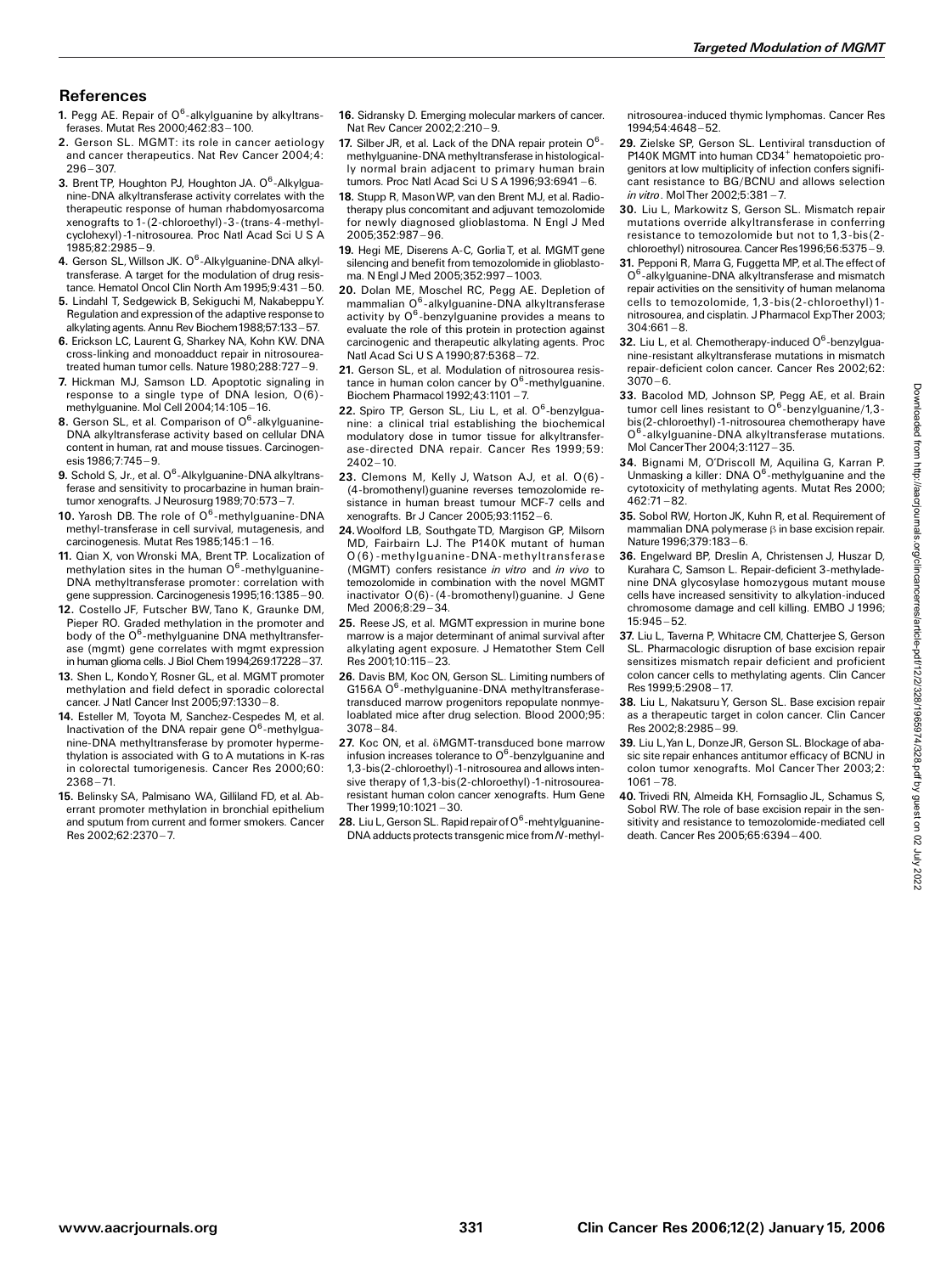## References

1. Pegg AE. Repair of $O^6$-alkylguanine by alkyltransferases. Mutat Res 2000;462:83–100.
2. Gerson SL. MGMT: its role in cancer aetiology and cancer therapeutics. Nat Rev Cancer 2004;4: 296–307.
3. Brent TP, Houghton PJ, Houghton JA. $O^6$-Alkylguanine-DNA alkyltransferase activity correlates with the therapeutic response of human rhabdomyosarcoma xenografts to 1-(2-chloroethyl)-3-(trans-4-methylcyclohexyl)-1-nitrosourea. Proc Natl Acad Sci U S A 1985;82:2985–9.
4. Gerson SL, Willson JK. $O^6$-Alkylguanine-DNA alkyltransferase. A target for the modulation of drug resistance. Hematol Oncol Clin North Am 1995;9:431–50.
5. Lindahl T, Sedgewick B, Sekiguchi M, Nakabeppu Y. Regulation and expression of the adaptive response to alkylating agents. Annu Rev Biochem 1988;57:133–57.
6. Erickson LC, Laurent G, Sharkey NA, Kohn KW. DNA cross-linking and monoadduct repair in nitrosourea-treated human tumor cells. Nature 1980;288:727–9.
7. Hickman MJ, Samson LD. Apoptotic signaling in response to a single type of DNA lesion, O(6)-methylguanine. Mol Cell 2004;14:105–16.
8. Gerson SL, et al. Comparison of $O^6$-alkylguanine-DNA alkyltransferase activity based on cellular DNA content in human, rat and mouse tissues. Carcinogenesis 1986;7:745–9.
9. Schold S, Jr., et al. $O^6$-Alkylguanine-DNA alkyltransferase and sensitivity to procarbazine in human braintumor xenografts. J Neurosurg 1989;70:573–7.
10. Yarosh DB. The role of $O^6$-methylguanine-DNA methyl-transferase in cell survival, mutagenesis, and carcinogenesis. Mutat Res 1985;145:1–16.
11. Qian X, von Wronski MA, Brent TP. Localization of methylation sites in the human $O^6$-methylguanine-DNA methyltransferase promoter: correlation with gene suppression. Carcinogenesis 1995;16:1385–90.
12. Costello JF, Futscher BW, Tano K, Graunke DM, Pieper RO. Graded methylation in the promoter and body of the $O^6$-methylguanine DNA methyltransferase (mgmt) gene correlates with mgmt expression in human glioma cells. J Biol Chem 1994;269:17228–37.
13. Shen L, Kondo Y, Rosner GL, et al. MGMT promoter methylation and field defect in sporadic colorectal cancer. J Natl Cancer Inst 2005;97:1330–8.
14. Esteller M, Toyota M, Sanchez-Cespedes M, et al. Inactivation of the DNA repair gene $O^6$-methylguanine-DNA methyltransferase by promoter hypermethylation is associated with G to A mutations in K-ras in colorectal tumorigenesis. Cancer Res 2000;60: 2368–71.
15. Belinsky SA, Palmisano WA, Gilliland FD, et al. Aberrant promoter methylation in bronchial epithelium and sputum from current and former smokers. Cancer Res 2002;62:2370–7.
16. Sidransky D. Emerging molecular markers of cancer. Nat Rev Cancer 2002;2:210–9.
17. Silber JR, et al. Lack of the DNA repair protein $O^6$-methylguanine-DNA methyltransferase in histologically normal brain adjacent to primary human brain tumors. Proc Natl Acad Sci U S A 1996;93:6941–6.
18. Stupp R, Mason WP, van den Brent MJ, et al. Radiotherapy plus concomitant and adjuvant temozolomide for newly diagnosed glioblastoma. N Engl J Med 2005;352:987–96.
19. Hegi ME, Diserens A-C, Gorlia T, et al. MGMT gene silencing and benefit from temozolomide in glioblastoma. N Engl J Med 2005;352:997–1003.
20. Dolan ME, Moschel RC, Pegg AE. Depletion of mammalian $O^6$-alkylguanine-DNA alkyltransferase activity by $O^6$-benzylguanine provides a means to evaluate the role of this protein in protection against carcinogenic and therapeutic alkylating agents. Proc Natl Acad Sci U S A 1990;87:5368–72.
21. Gerson SL, et al. Modulation of nitrosourea resistance in human colon cancer by $O^6$-methylguanine. Biochem Pharmacol 1992;43:1101–7.
22. Spiro TP, Gerson SL, Liu L, et al. $O^6$-benzylguanine: a clinical trial establishing the biochemical modulatory dose in tumor tissue for alkyltransferase-directed DNA repair. Cancer Res 1999;59: 2402–10.
23. Clemons M, Kelly J, Watson AJ, et al. O(6)-(4-bromothenyl)guanine reverses temozolomide resistance in human breast tumour MCF-7 cells and xenografts. Br J Cancer 2005;93:1152–6.
24. Woolford LB, Southgate TD, Margison GP, Milsom MD, Fairbairn LJ. The P140K mutant of human O(6)-methylguanine-DNA-methyltransferase (MGMT) confers resistance *in vitro* and *in vivo* to temozolomide in combination with the novel MGMT inactivator O(6)-(4-bromothenyl)guanine. J Gene Med 2006;8:29–34.
25. Reese JS, et al. MGMT expression in murine bone marrow is a major determinant of animal survival after alkylating agent exposure. J Hematother Stem Cell Res 2001;10:115–23.
26. Davis BM, Koc ON, Gerson SL. Limiting numbers of G156A $O^6$-methylguanine-DNA methyltransferase-transduced marrow progenitors repopulate nonmyeloablated mice after drug selection. Blood 2000;95: 3078–84.
27. Koc ON, et al. δMGMT-transduced bone marrow infusion increases tolerance to $O^6$-benzylguanine and 1,3-bis(2-chloroethyl)-1-nitrosourea and allows intensive therapy of 1,3-bis(2-chloroethyl)-1-nitrosourea-resistant human colon cancer xenografts. Hum Gene Ther 1999;10:1021–30.
28. Liu L, Gerson SL. Rapid repair of $O^6$-mehtylguanine-DNA adducts protects transgenic mice from *N*-methylnitrosourea-induced thymic lymphomas. Cancer Res 1994;54:4648–52.
29. Zielske SP, Gerson SL. Lentiviral transduction of P140K MGMT into human $CD34^+$ hematopoietic progenitors at low multiplicity of infection confers significant resistance to BG/BCNU and allows selection *in vitro*. Mol Ther 2002;5:381–7.
30. Liu L, Markowitz S, Gerson SL. Mismatch repair mutations override alkyltransferase in conferring resistance to temozolomide but not to 1,3-bis(2-chloroethyl) nitrosourea. Cancer Res 1996;56:5375–9.
31. Pepponi R, Marra G, Fuggetta MP, et al. The effect of $O^6$-alkylguanine-DNA alkyltransferase and mismatch repair activities on the sensitivity of human melanoma cells to temozolomide, 1,3-bis(2-chloroethyl)1-nitrosourea, and cisplatin. J Pharmacol Exp Ther 2003; 304:661–8.
32. Liu L, et al. Chemotherapy-induced $O^6$-benzylguanine-resistant alkyltransferase mutations in mismatch repair-deficient colon cancer. Cancer Res 2002;62: 3070–6.
33. Bacolod MD, Johnson SP, Pegg AE, et al. Brain tumor cell lines resistant to $O^6$-benzylguanine/1,3-bis(2-chloroethyl)-1-nitrosourea chemotherapy have $O^6$-alkylguanine-DNA alkyltransferase mutations. Mol Cancer Ther 2004;3:1127–35.
34. Bignami M, O'Driscoll M, Aquilina G, Karran P. Unmasking a killer: DNA $O^6$-methylguanine and the cytotoxicity of methylating agents. Mutat Res 2000; 462:71–82.
35. Sobol RW, Horton JK, Kuhn R, et al. Requirement of mammalian DNA polymerase β in base excision repair. Nature 1996;379:183–6.
36. Engelward BP, Dreslin A, Christensen J, Huszar D, Kurahara C, Samson L. Repair-deficient 3-methyladenine DNA glycosylase homozygous mutant mouse cells have increased sensitivity to alkylation-induced chromosome damage and cell killing. EMBO J 1996; 15:945–52.
37. Liu L, Taverna P, Whitacre CM, Chatterjee S, Gerson SL. Pharmacologic disruption of base excision repair sensitizes mismatch repair deficient and proficient colon cancer cells to methylating agents. Clin Cancer Res 1999;5:2908–17.
38. Liu L, Nakatsuru Y, Gerson SL. Base excision repair as a therapeutic target in colon cancer. Clin Cancer Res 2002;8:2985–99.
39. Liu L, Yan L, Donze JR, Gerson SL. Blockage of abasic site repair enhances antitumor efficacy of BCNU in colon tumor xenografts. Mol Cancer Ther 2003;2: 1061–78.
40. Trivedi RN, Almeida KH, Fornsaglio JL, Schamus S, Sobol RW. The role of base excision repair in the sensitivity and resistance to temozolomide-mediated cell death. Cancer Res 2005;65:6394–400.